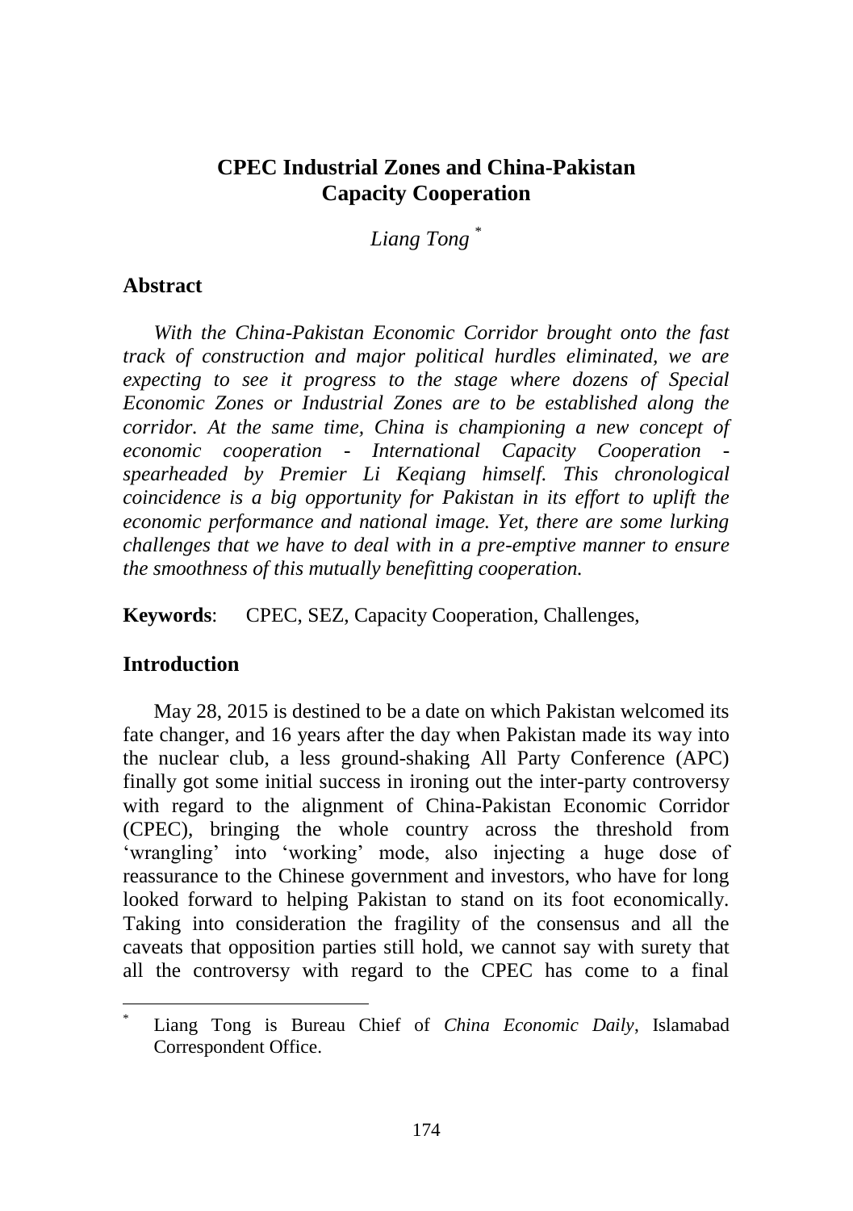# CPEC Industrial Zones and China-Pakistan Capacity Cooperation

*Liang Tong* [*]

## Abstract

*With the China-Pakistan Economic Corridor brought onto the fast track of construction and major political hurdles eliminated, we are expecting to see it progress to the stage where dozens of Special Economic Zones or Industrial Zones are to be established along the corridor. At the same time, China is championing a new concept of economic cooperation - International Capacity Cooperation - spearheaded by Premier Li Keqiang himself. This chronological coincidence is a big opportunity for Pakistan in its effort to uplift the economic performance and national image. Yet, there are some lurking challenges that we have to deal with in a pre-emptive manner to ensure the smoothness of this mutually benefitting cooperation.*

**Keywords**: CPEC, SEZ, Capacity Cooperation, Challenges,

## Introduction

May 28, 2015 is destined to be a date on which Pakistan welcomed its fate changer, and 16 years after the day when Pakistan made its way into the nuclear club, a less ground-shaking All Party Conference (APC) finally got some initial success in ironing out the inter-party controversy with regard to the alignment of China-Pakistan Economic Corridor (CPEC), bringing the whole country across the threshold from 'wrangling' into 'working' mode, also injecting a huge dose of reassurance to the Chinese government and investors, who have for long looked forward to helping Pakistan to stand on its foot economically. Taking into consideration the fragility of the consensus and all the caveats that opposition parties still hold, we cannot say with surety that all the controversy with regard to the CPEC has come to a final

[*] Liang Tong is Bureau Chief of *China Economic Daily*, Islamabad Correspondent Office.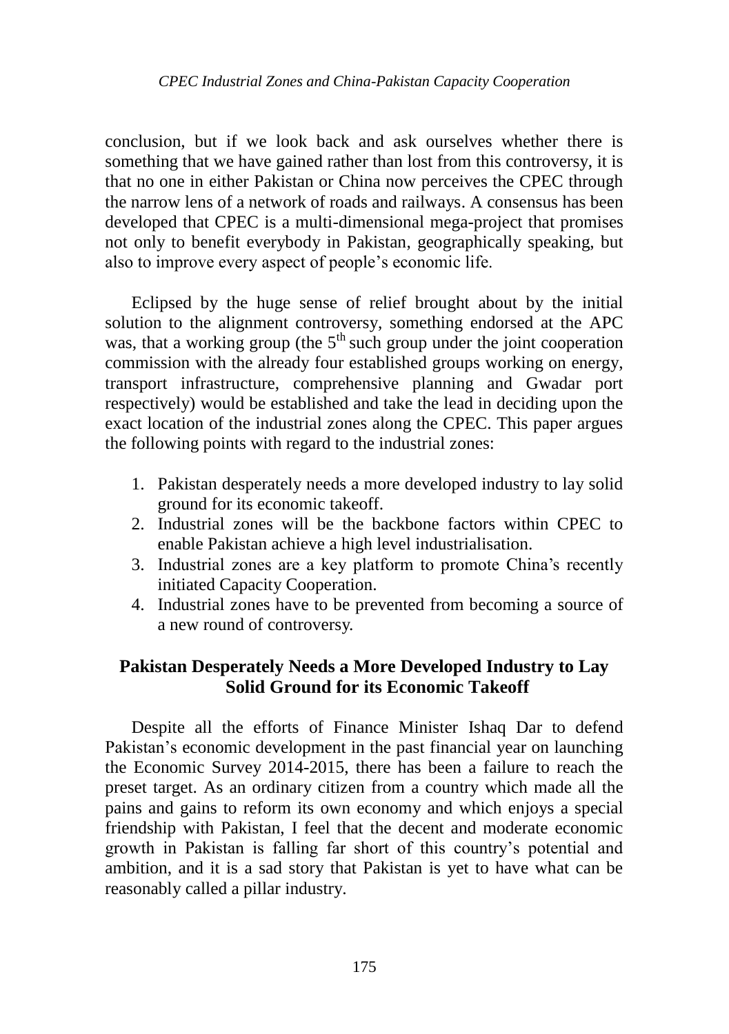conclusion, but if we look back and ask ourselves whether there is something that we have gained rather than lost from this controversy, it is that no one in either Pakistan or China now perceives the CPEC through the narrow lens of a network of roads and railways. A consensus has been developed that CPEC is a multi-dimensional mega-project that promises not only to benefit everybody in Pakistan, geographically speaking, but also to improve every aspect of people's economic life.

Eclipsed by the huge sense of relief brought about by the initial solution to the alignment controversy, something endorsed at the APC was, that a working group (the 5th such group under the joint cooperation commission with the already four established groups working on energy, transport infrastructure, comprehensive planning and Gwadar port respectively) would be established and take the lead in deciding upon the exact location of the industrial zones along the CPEC. This paper argues the following points with regard to the industrial zones:

1. Pakistan desperately needs a more developed industry to lay solid ground for its economic takeoff.
2. Industrial zones will be the backbone factors within CPEC to enable Pakistan achieve a high level industrialisation.
3. Industrial zones are a key platform to promote China's recently initiated Capacity Cooperation.
4. Industrial zones have to be prevented from becoming a source of a new round of controversy.

## Pakistan Desperately Needs a More Developed Industry to Lay Solid Ground for its Economic Takeoff

Despite all the efforts of Finance Minister Ishaq Dar to defend Pakistan's economic development in the past financial year on launching the Economic Survey 2014-2015, there has been a failure to reach the preset target. As an ordinary citizen from a country which made all the pains and gains to reform its own economy and which enjoys a special friendship with Pakistan, I feel that the decent and moderate economic growth in Pakistan is falling far short of this country's potential and ambition, and it is a sad story that Pakistan is yet to have what can be reasonably called a pillar industry.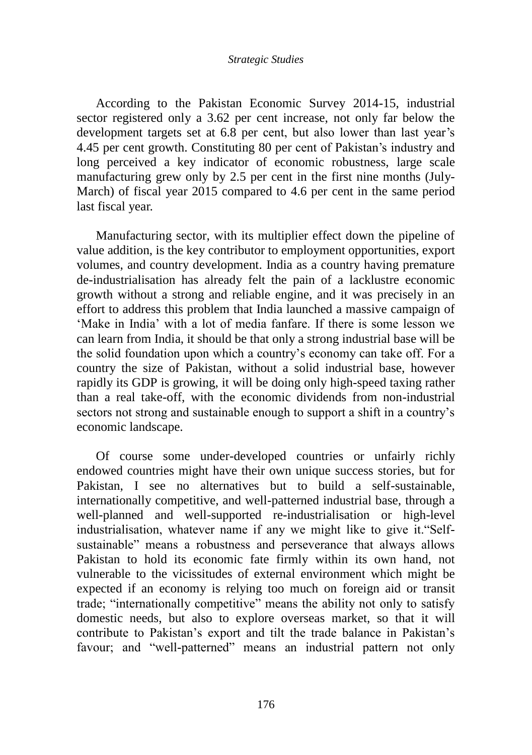According to the Pakistan Economic Survey 2014-15, industrial sector registered only a 3.62 per cent increase, not only far below the development targets set at 6.8 per cent, but also lower than last year's 4.45 per cent growth. Constituting 80 per cent of Pakistan's industry and long perceived a key indicator of economic robustness, large scale manufacturing grew only by 2.5 per cent in the first nine months (July-March) of fiscal year 2015 compared to 4.6 per cent in the same period last fiscal year.

Manufacturing sector, with its multiplier effect down the pipeline of value addition, is the key contributor to employment opportunities, export volumes, and country development. India as a country having premature de-industrialisation has already felt the pain of a lacklustre economic growth without a strong and reliable engine, and it was precisely in an effort to address this problem that India launched a massive campaign of 'Make in India' with a lot of media fanfare. If there is some lesson we can learn from India, it should be that only a strong industrial base will be the solid foundation upon which a country's economy can take off. For a country the size of Pakistan, without a solid industrial base, however rapidly its GDP is growing, it will be doing only high-speed taxing rather than a real take-off, with the economic dividends from non-industrial sectors not strong and sustainable enough to support a shift in a country's economic landscape.

Of course some under-developed countries or unfairly richly endowed countries might have their own unique success stories, but for Pakistan, I see no alternatives but to build a self-sustainable, internationally competitive, and well-patterned industrial base, through a well-planned and well-supported re-industrialisation or high-level industrialisation, whatever name if any we might like to give it."Self-sustainable" means a robustness and perseverance that always allows Pakistan to hold its economic fate firmly within its own hand, not vulnerable to the vicissitudes of external environment which might be expected if an economy is relying too much on foreign aid or transit trade; "internationally competitive" means the ability not only to satisfy domestic needs, but also to explore overseas market, so that it will contribute to Pakistan's export and tilt the trade balance in Pakistan's favour; and "well-patterned" means an industrial pattern not only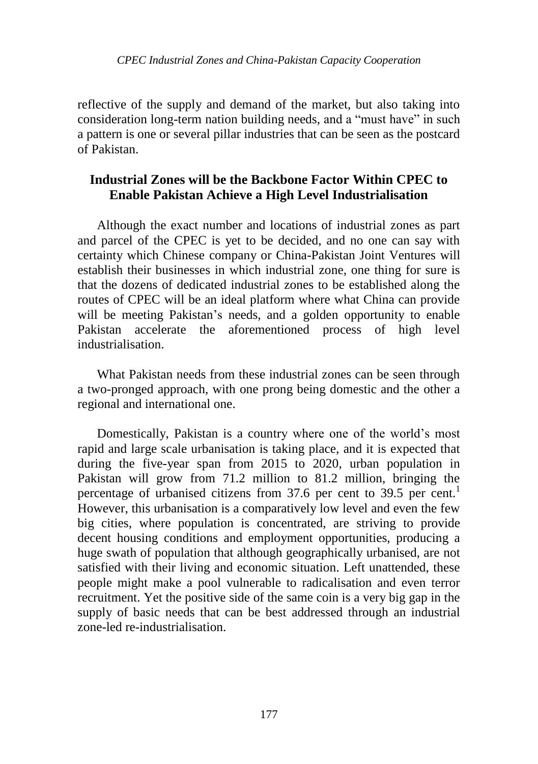reflective of the supply and demand of the market, but also taking into consideration long-term nation building needs, and a "must have" in such a pattern is one or several pillar industries that can be seen as the postcard of Pakistan.

## Industrial Zones will be the Backbone Factor Within CPEC to Enable Pakistan Achieve a High Level Industrialisation

Although the exact number and locations of industrial zones as part and parcel of the CPEC is yet to be decided, and no one can say with certainty which Chinese company or China-Pakistan Joint Ventures will establish their businesses in which industrial zone, one thing for sure is that the dozens of dedicated industrial zones to be established along the routes of CPEC will be an ideal platform where what China can provide will be meeting Pakistan's needs, and a golden opportunity to enable Pakistan accelerate the aforementioned process of high level industrialisation.

What Pakistan needs from these industrial zones can be seen through a two-pronged approach, with one prong being domestic and the other a regional and international one.

Domestically, Pakistan is a country where one of the world's most rapid and large scale urbanisation is taking place, and it is expected that during the five-year span from 2015 to 2020, urban population in Pakistan will grow from 71.2 million to 81.2 million, bringing the percentage of urbanised citizens from 37.6 per cent to 39.5 per cent.[1] However, this urbanisation is a comparatively low level and even the few big cities, where population is concentrated, are striving to provide decent housing conditions and employment opportunities, producing a huge swath of population that although geographically urbanised, are not satisfied with their living and economic situation. Left unattended, these people might make a pool vulnerable to radicalisation and even terror recruitment. Yet the positive side of the same coin is a very big gap in the supply of basic needs that can be best addressed through an industrial zone-led re-industrialisation.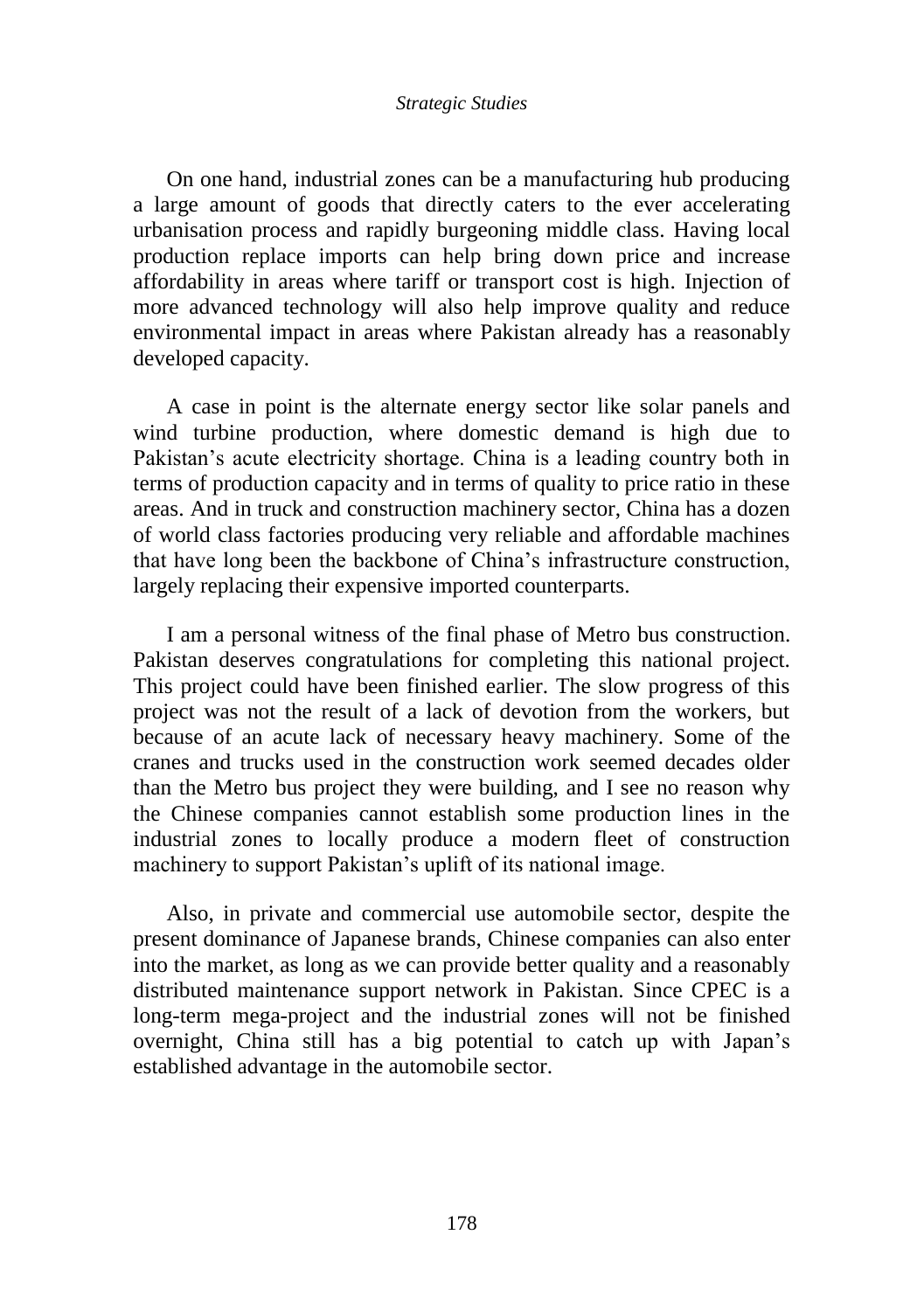On one hand, industrial zones can be a manufacturing hub producing a large amount of goods that directly caters to the ever accelerating urbanisation process and rapidly burgeoning middle class. Having local production replace imports can help bring down price and increase affordability in areas where tariff or transport cost is high. Injection of more advanced technology will also help improve quality and reduce environmental impact in areas where Pakistan already has a reasonably developed capacity.

A case in point is the alternate energy sector like solar panels and wind turbine production, where domestic demand is high due to Pakistan's acute electricity shortage. China is a leading country both in terms of production capacity and in terms of quality to price ratio in these areas. And in truck and construction machinery sector, China has a dozen of world class factories producing very reliable and affordable machines that have long been the backbone of China's infrastructure construction, largely replacing their expensive imported counterparts.

I am a personal witness of the final phase of Metro bus construction. Pakistan deserves congratulations for completing this national project. This project could have been finished earlier. The slow progress of this project was not the result of a lack of devotion from the workers, but because of an acute lack of necessary heavy machinery. Some of the cranes and trucks used in the construction work seemed decades older than the Metro bus project they were building, and I see no reason why the Chinese companies cannot establish some production lines in the industrial zones to locally produce a modern fleet of construction machinery to support Pakistan's uplift of its national image.

Also, in private and commercial use automobile sector, despite the present dominance of Japanese brands, Chinese companies can also enter into the market, as long as we can provide better quality and a reasonably distributed maintenance support network in Pakistan. Since CPEC is a long-term mega-project and the industrial zones will not be finished overnight, China still has a big potential to catch up with Japan's established advantage in the automobile sector.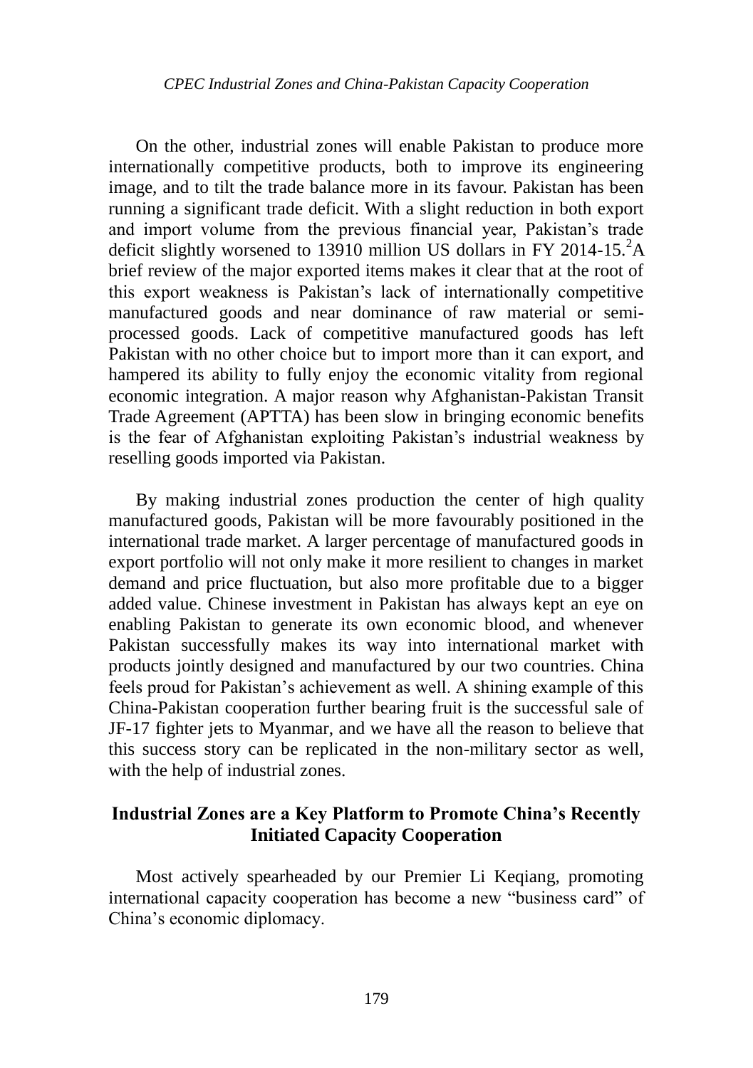On the other, industrial zones will enable Pakistan to produce more internationally competitive products, both to improve its engineering image, and to tilt the trade balance more in its favour. Pakistan has been running a significant trade deficit. With a slight reduction in both export and import volume from the previous financial year, Pakistan's trade deficit slightly worsened to 13910 million US dollars in FY 2014-15.[2] A brief review of the major exported items makes it clear that at the root of this export weakness is Pakistan's lack of internationally competitive manufactured goods and near dominance of raw material or semi-processed goods. Lack of competitive manufactured goods has left Pakistan with no other choice but to import more than it can export, and hampered its ability to fully enjoy the economic vitality from regional economic integration. A major reason why Afghanistan-Pakistan Transit Trade Agreement (APTTA) has been slow in bringing economic benefits is the fear of Afghanistan exploiting Pakistan's industrial weakness by reselling goods imported via Pakistan.

By making industrial zones production the center of high quality manufactured goods, Pakistan will be more favourably positioned in the international trade market. A larger percentage of manufactured goods in export portfolio will not only make it more resilient to changes in market demand and price fluctuation, but also more profitable due to a bigger added value. Chinese investment in Pakistan has always kept an eye on enabling Pakistan to generate its own economic blood, and whenever Pakistan successfully makes its way into international market with products jointly designed and manufactured by our two countries. China feels proud for Pakistan's achievement as well. A shining example of this China-Pakistan cooperation further bearing fruit is the successful sale of JF-17 fighter jets to Myanmar, and we have all the reason to believe that this success story can be replicated in the non-military sector as well, with the help of industrial zones.

## Industrial Zones are a Key Platform to Promote China's Recently Initiated Capacity Cooperation

Most actively spearheaded by our Premier Li Keqiang, promoting international capacity cooperation has become a new "business card" of China's economic diplomacy.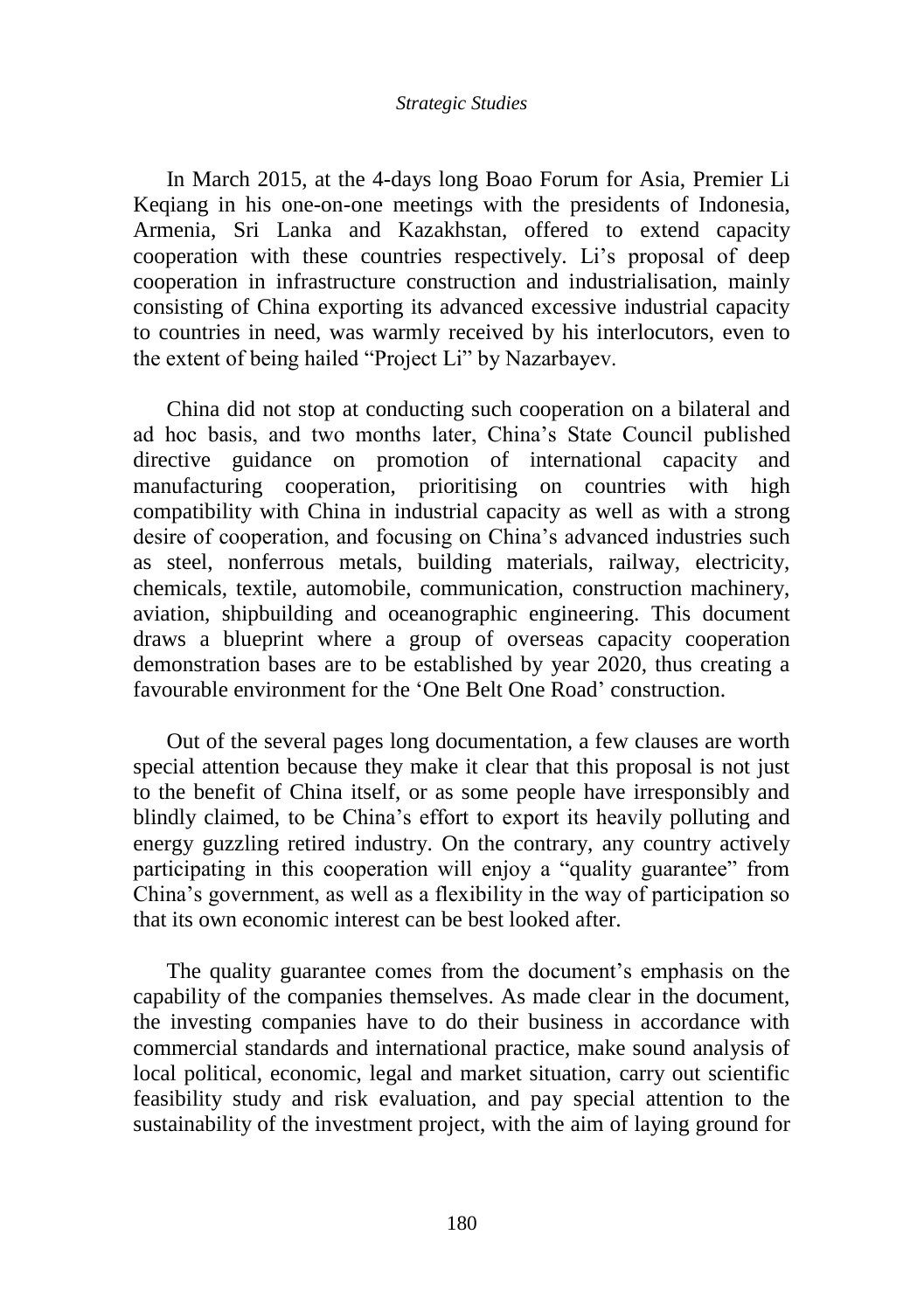In March 2015, at the 4-days long Boao Forum for Asia, Premier Li Keqiang in his one-on-one meetings with the presidents of Indonesia, Armenia, Sri Lanka and Kazakhstan, offered to extend capacity cooperation with these countries respectively. Li's proposal of deep cooperation in infrastructure construction and industrialisation, mainly consisting of China exporting its advanced excessive industrial capacity to countries in need, was warmly received by his interlocutors, even to the extent of being hailed "Project Li" by Nazarbayev.

China did not stop at conducting such cooperation on a bilateral and ad hoc basis, and two months later, China's State Council published directive guidance on promotion of international capacity and manufacturing cooperation, prioritising on countries with high compatibility with China in industrial capacity as well as with a strong desire of cooperation, and focusing on China's advanced industries such as steel, nonferrous metals, building materials, railway, electricity, chemicals, textile, automobile, communication, construction machinery, aviation, shipbuilding and oceanographic engineering. This document draws a blueprint where a group of overseas capacity cooperation demonstration bases are to be established by year 2020, thus creating a favourable environment for the 'One Belt One Road' construction.

Out of the several pages long documentation, a few clauses are worth special attention because they make it clear that this proposal is not just to the benefit of China itself, or as some people have irresponsibly and blindly claimed, to be China's effort to export its heavily polluting and energy guzzling retired industry. On the contrary, any country actively participating in this cooperation will enjoy a "quality guarantee" from China's government, as well as a flexibility in the way of participation so that its own economic interest can be best looked after.

The quality guarantee comes from the document's emphasis on the capability of the companies themselves. As made clear in the document, the investing companies have to do their business in accordance with commercial standards and international practice, make sound analysis of local political, economic, legal and market situation, carry out scientific feasibility study and risk evaluation, and pay special attention to the sustainability of the investment project, with the aim of laying ground for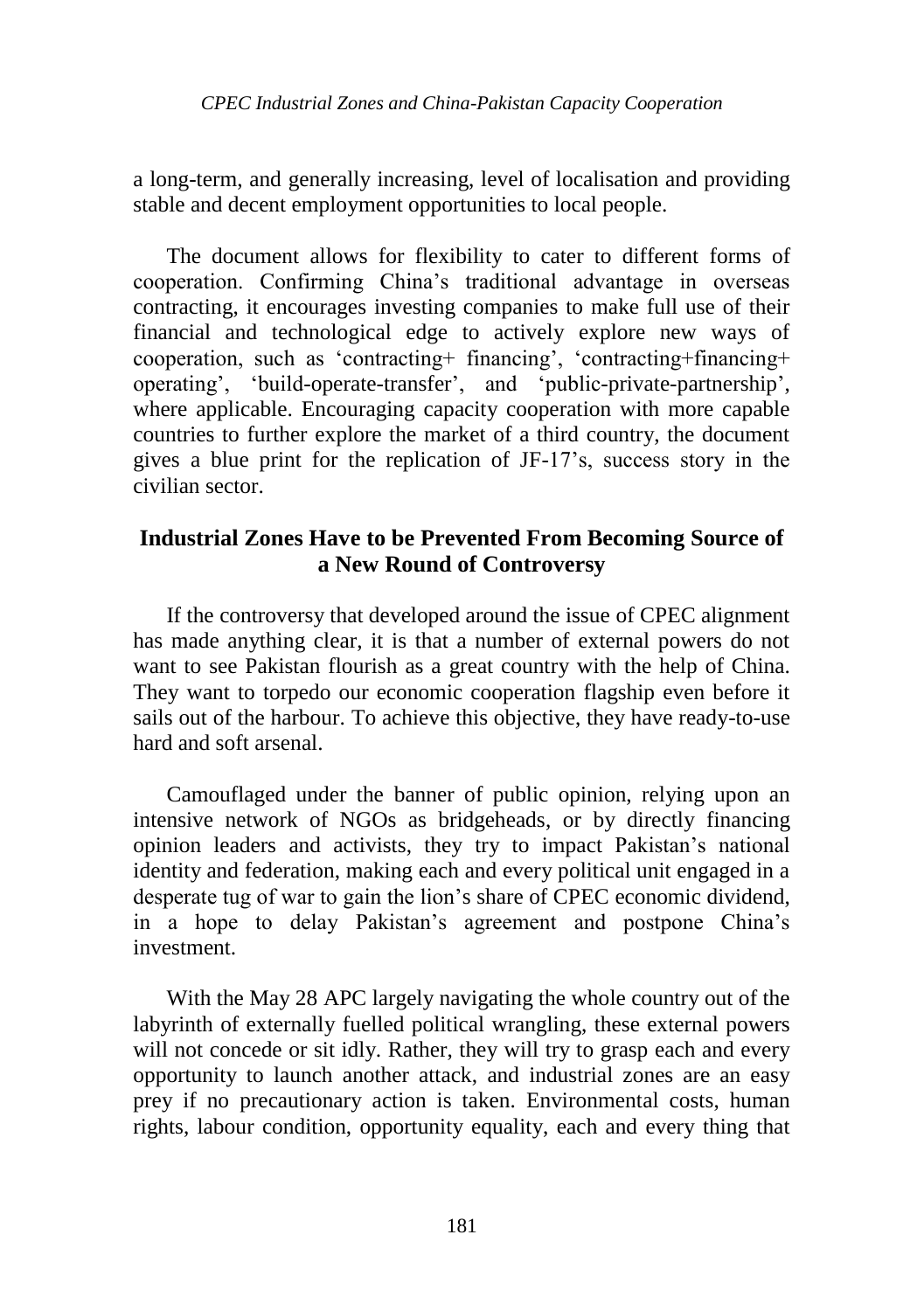a long-term, and generally increasing, level of localisation and providing stable and decent employment opportunities to local people.

The document allows for flexibility to cater to different forms of cooperation. Confirming China's traditional advantage in overseas contracting, it encourages investing companies to make full use of their financial and technological edge to actively explore new ways of cooperation, such as 'contracting+ financing', 'contracting+financing+ operating', 'build-operate-transfer', and 'public-private-partnership', where applicable. Encouraging capacity cooperation with more capable countries to further explore the market of a third country, the document gives a blue print for the replication of JF-17's, success story in the civilian sector.

## Industrial Zones Have to be Prevented From Becoming Source of a New Round of Controversy

If the controversy that developed around the issue of CPEC alignment has made anything clear, it is that a number of external powers do not want to see Pakistan flourish as a great country with the help of China. They want to torpedo our economic cooperation flagship even before it sails out of the harbour. To achieve this objective, they have ready-to-use hard and soft arsenal.

Camouflaged under the banner of public opinion, relying upon an intensive network of NGOs as bridgeheads, or by directly financing opinion leaders and activists, they try to impact Pakistan's national identity and federation, making each and every political unit engaged in a desperate tug of war to gain the lion's share of CPEC economic dividend, in a hope to delay Pakistan's agreement and postpone China's investment.

With the May 28 APC largely navigating the whole country out of the labyrinth of externally fuelled political wrangling, these external powers will not concede or sit idly. Rather, they will try to grasp each and every opportunity to launch another attack, and industrial zones are an easy prey if no precautionary action is taken. Environmental costs, human rights, labour condition, opportunity equality, each and every thing that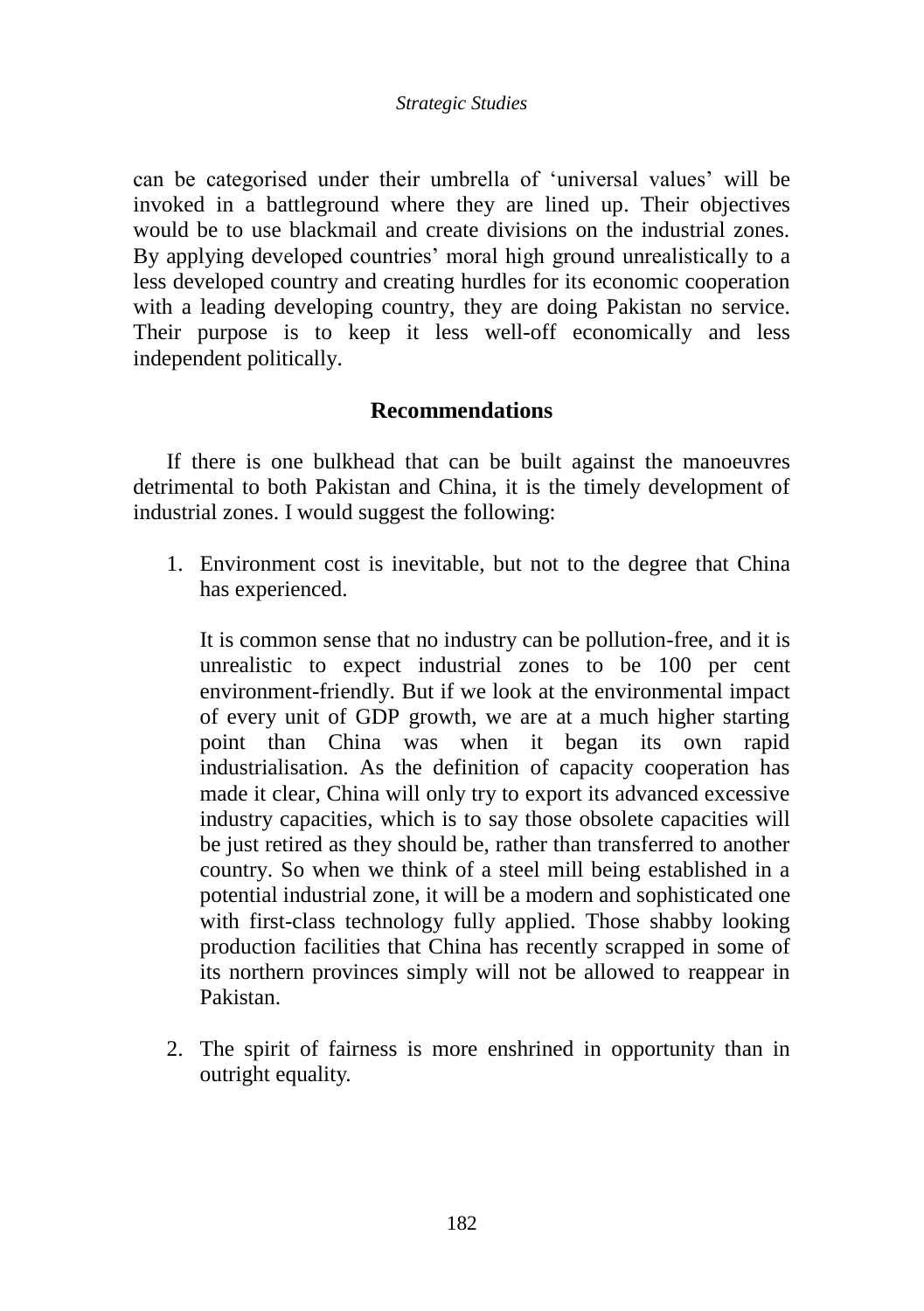can be categorised under their umbrella of 'universal values' will be invoked in a battleground where they are lined up. Their objectives would be to use blackmail and create divisions on the industrial zones. By applying developed countries' moral high ground unrealistically to a less developed country and creating hurdles for its economic cooperation with a leading developing country, they are doing Pakistan no service. Their purpose is to keep it less well-off economically and less independent politically.

## Recommendations

If there is one bulkhead that can be built against the manoeuvres detrimental to both Pakistan and China, it is the timely development of industrial zones. I would suggest the following:

1. Environment cost is inevitable, but not to the degree that China has experienced.

   It is common sense that no industry can be pollution-free, and it is unrealistic to expect industrial zones to be 100 per cent environment-friendly. But if we look at the environmental impact of every unit of GDP growth, we are at a much higher starting point than China was when it began its own rapid industrialisation. As the definition of capacity cooperation has made it clear, China will only try to export its advanced excessive industry capacities, which is to say those obsolete capacities will be just retired as they should be, rather than transferred to another country. So when we think of a steel mill being established in a potential industrial zone, it will be a modern and sophisticated one with first-class technology fully applied. Those shabby looking production facilities that China has recently scrapped in some of its northern provinces simply will not be allowed to reappear in Pakistan.

2. The spirit of fairness is more enshrined in opportunity than in outright equality.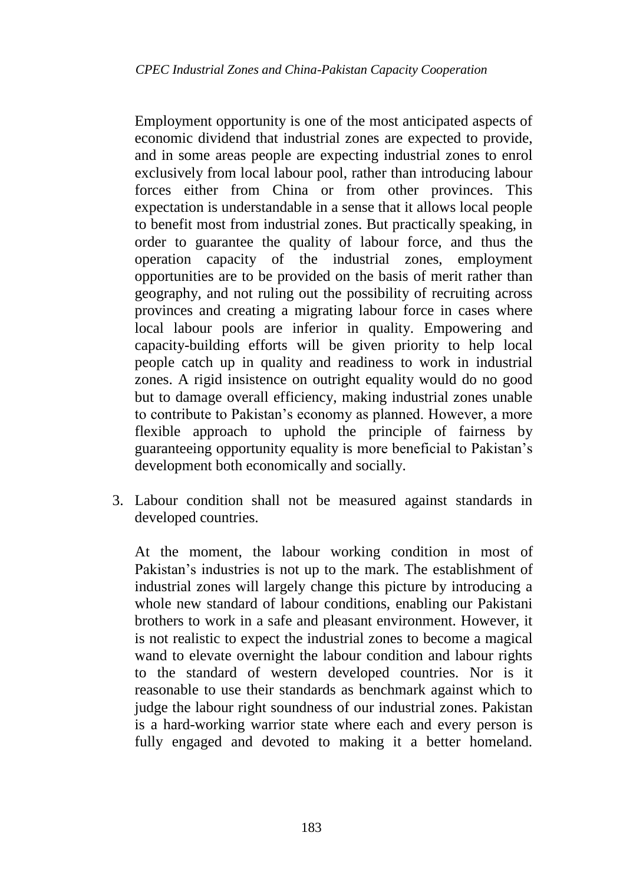Employment opportunity is one of the most anticipated aspects of economic dividend that industrial zones are expected to provide, and in some areas people are expecting industrial zones to enrol exclusively from local labour pool, rather than introducing labour forces either from China or from other provinces. This expectation is understandable in a sense that it allows local people to benefit most from industrial zones. But practically speaking, in order to guarantee the quality of labour force, and thus the operation capacity of the industrial zones, employment opportunities are to be provided on the basis of merit rather than geography, and not ruling out the possibility of recruiting across provinces and creating a migrating labour force in cases where local labour pools are inferior in quality. Empowering and capacity-building efforts will be given priority to help local people catch up in quality and readiness to work in industrial zones. A rigid insistence on outright equality would do no good but to damage overall efficiency, making industrial zones unable to contribute to Pakistan's economy as planned. However, a more flexible approach to uphold the principle of fairness by guaranteeing opportunity equality is more beneficial to Pakistan's development both economically and socially.

3. Labour condition shall not be measured against standards in developed countries.

   At the moment, the labour working condition in most of Pakistan's industries is not up to the mark. The establishment of industrial zones will largely change this picture by introducing a whole new standard of labour conditions, enabling our Pakistani brothers to work in a safe and pleasant environment. However, it is not realistic to expect the industrial zones to become a magical wand to elevate overnight the labour condition and labour rights to the standard of western developed countries. Nor is it reasonable to use their standards as benchmark against which to judge the labour right soundness of our industrial zones. Pakistan is a hard-working warrior state where each and every person is fully engaged and devoted to making it a better homeland.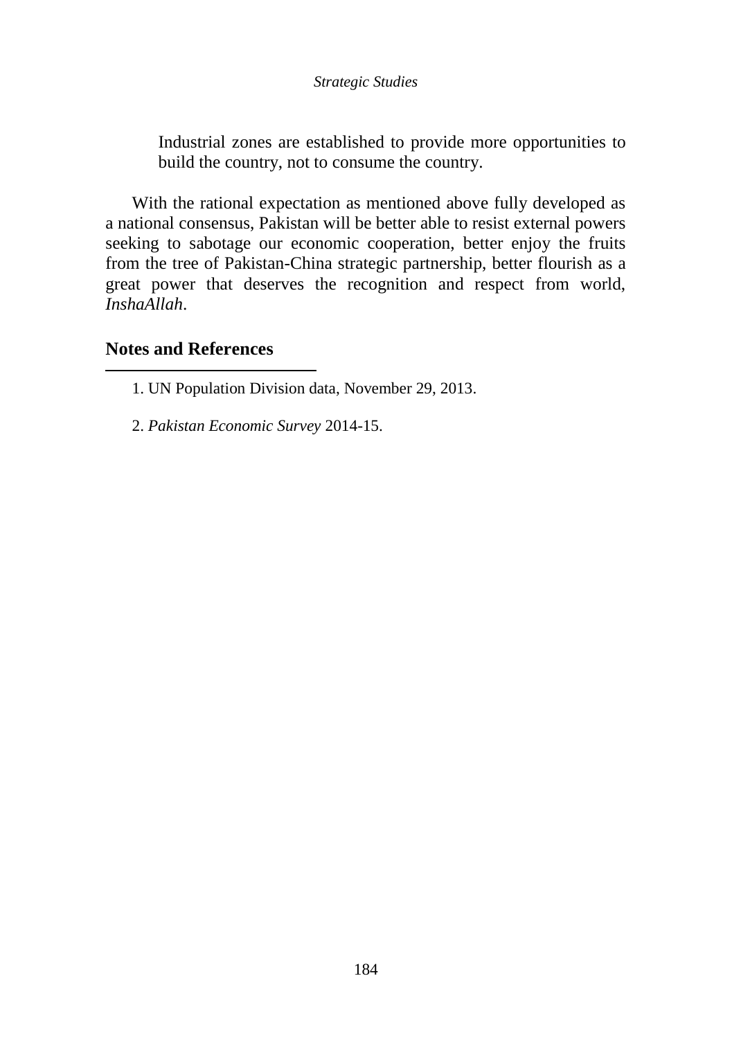> Industrial zones are established to provide more opportunities to build the country, not to consume the country.

With the rational expectation as mentioned above fully developed as a national consensus, Pakistan will be better able to resist external powers seeking to sabotage our economic cooperation, better enjoy the fruits from the tree of Pakistan-China strategic partnership, better flourish as a great power that deserves the recognition and respect from world, *InshaAllah*.

## Notes and References

1. UN Population Division data, November 29, 2013.

2. *Pakistan Economic Survey* 2014-15.